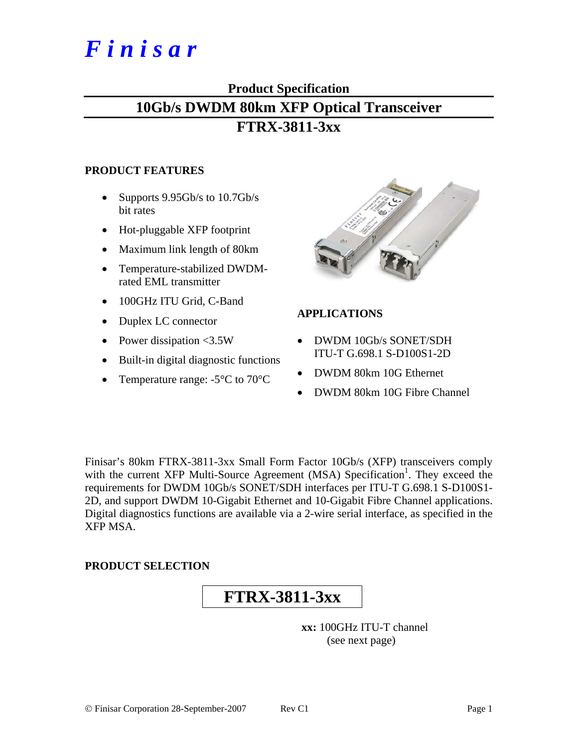# Finisar

## Product Specification

# 10Gb/s DWDM 80km XFP Optical Transceiver

# FTRX-3811-3xx

### PRODUCT FEATURES

- Supports 9.95Gb/s to 10.7Gb/s bit rates
- Hot-pluggable XFP footprint
- Maximum link length of 80km
- Temperature-stabilized DWDM-rated EML transmitter
- 100GHz ITU Grid, C-Band
- Duplex LC connector
- Power dissipation <3.5W
- Built-in digital diagnostic functions
- Temperature range: -5°C to 70°C

### APPLICATIONS

- DWDM 10Gb/s SONET/SDH ITU-T G.698.1 S-D100S1-2D
- DWDM 80km 10G Ethernet
- DWDM 80km 10G Fibre Channel

Finisar's 80km FTRX-3811-3xx Small Form Factor 10Gb/s (XFP) transceivers comply with the current XFP Multi-Source Agreement (MSA) Specification[1]. They exceed the requirements for DWDM 10Gb/s SONET/SDH interfaces per ITU-T G.698.1 S-D100S1-2D, and support DWDM 10-Gigabit Ethernet and 10-Gigabit Fibre Channel applications. Digital diagnostics functions are available via a 2-wire serial interface, as specified in the XFP MSA.

### PRODUCT SELECTION

**FTRX-3811-3xx**

**xx:** 100GHz ITU-T channel (see next page)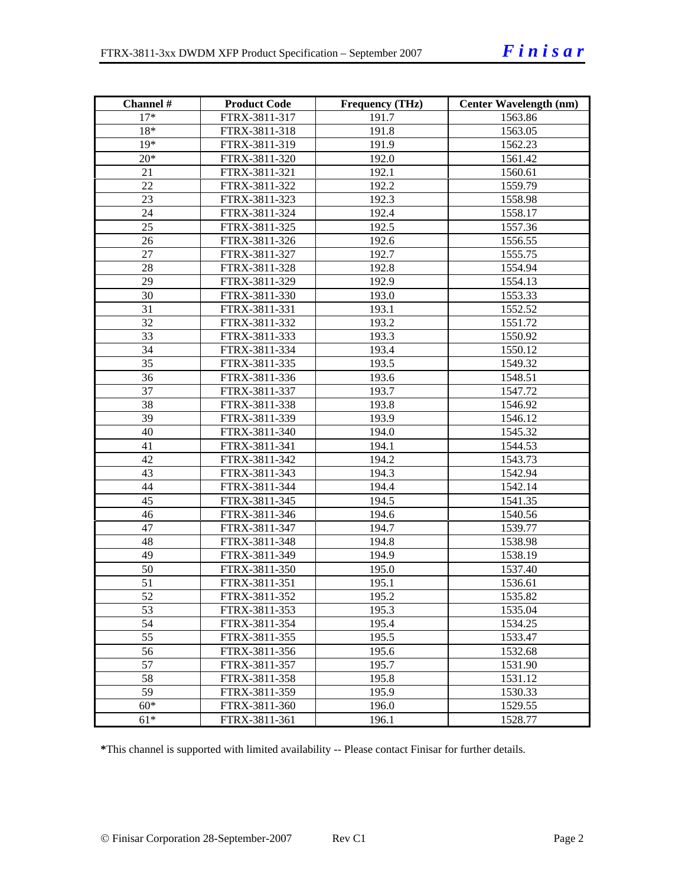| Channel # | Product Code | Frequency (THz) | Center Wavelength (nm) |
|---|---|---|---|
| 17* | FTRX-3811-317 | 191.7 | 1563.86 |
| 18* | FTRX-3811-318 | 191.8 | 1563.05 |
| 19* | FTRX-3811-319 | 191.9 | 1562.23 |
| 20* | FTRX-3811-320 | 192.0 | 1561.42 |
| 21 | FTRX-3811-321 | 192.1 | 1560.61 |
| 22 | FTRX-3811-322 | 192.2 | 1559.79 |
| 23 | FTRX-3811-323 | 192.3 | 1558.98 |
| 24 | FTRX-3811-324 | 192.4 | 1558.17 |
| 25 | FTRX-3811-325 | 192.5 | 1557.36 |
| 26 | FTRX-3811-326 | 192.6 | 1556.55 |
| 27 | FTRX-3811-327 | 192.7 | 1555.75 |
| 28 | FTRX-3811-328 | 192.8 | 1554.94 |
| 29 | FTRX-3811-329 | 192.9 | 1554.13 |
| 30 | FTRX-3811-330 | 193.0 | 1553.33 |
| 31 | FTRX-3811-331 | 193.1 | 1552.52 |
| 32 | FTRX-3811-332 | 193.2 | 1551.72 |
| 33 | FTRX-3811-333 | 193.3 | 1550.92 |
| 34 | FTRX-3811-334 | 193.4 | 1550.12 |
| 35 | FTRX-3811-335 | 193.5 | 1549.32 |
| 36 | FTRX-3811-336 | 193.6 | 1548.51 |
| 37 | FTRX-3811-337 | 193.7 | 1547.72 |
| 38 | FTRX-3811-338 | 193.8 | 1546.92 |
| 39 | FTRX-3811-339 | 193.9 | 1546.12 |
| 40 | FTRX-3811-340 | 194.0 | 1545.32 |
| 41 | FTRX-3811-341 | 194.1 | 1544.53 |
| 42 | FTRX-3811-342 | 194.2 | 1543.73 |
| 43 | FTRX-3811-343 | 194.3 | 1542.94 |
| 44 | FTRX-3811-344 | 194.4 | 1542.14 |
| 45 | FTRX-3811-345 | 194.5 | 1541.35 |
| 46 | FTRX-3811-346 | 194.6 | 1540.56 |
| 47 | FTRX-3811-347 | 194.7 | 1539.77 |
| 48 | FTRX-3811-348 | 194.8 | 1538.98 |
| 49 | FTRX-3811-349 | 194.9 | 1538.19 |
| 50 | FTRX-3811-350 | 195.0 | 1537.40 |
| 51 | FTRX-3811-351 | 195.1 | 1536.61 |
| 52 | FTRX-3811-352 | 195.2 | 1535.82 |
| 53 | FTRX-3811-353 | 195.3 | 1535.04 |
| 54 | FTRX-3811-354 | 195.4 | 1534.25 |
| 55 | FTRX-3811-355 | 195.5 | 1533.47 |
| 56 | FTRX-3811-356 | 195.6 | 1532.68 |
| 57 | FTRX-3811-357 | 195.7 | 1531.90 |
| 58 | FTRX-3811-358 | 195.8 | 1531.12 |
| 59 | FTRX-3811-359 | 195.9 | 1530.33 |
| 60* | FTRX-3811-360 | 196.0 | 1529.55 |
| 61* | FTRX-3811-361 | 196.1 | 1528.77 |

***This channel is supported with limited availability -- Please contact Finisar for further details.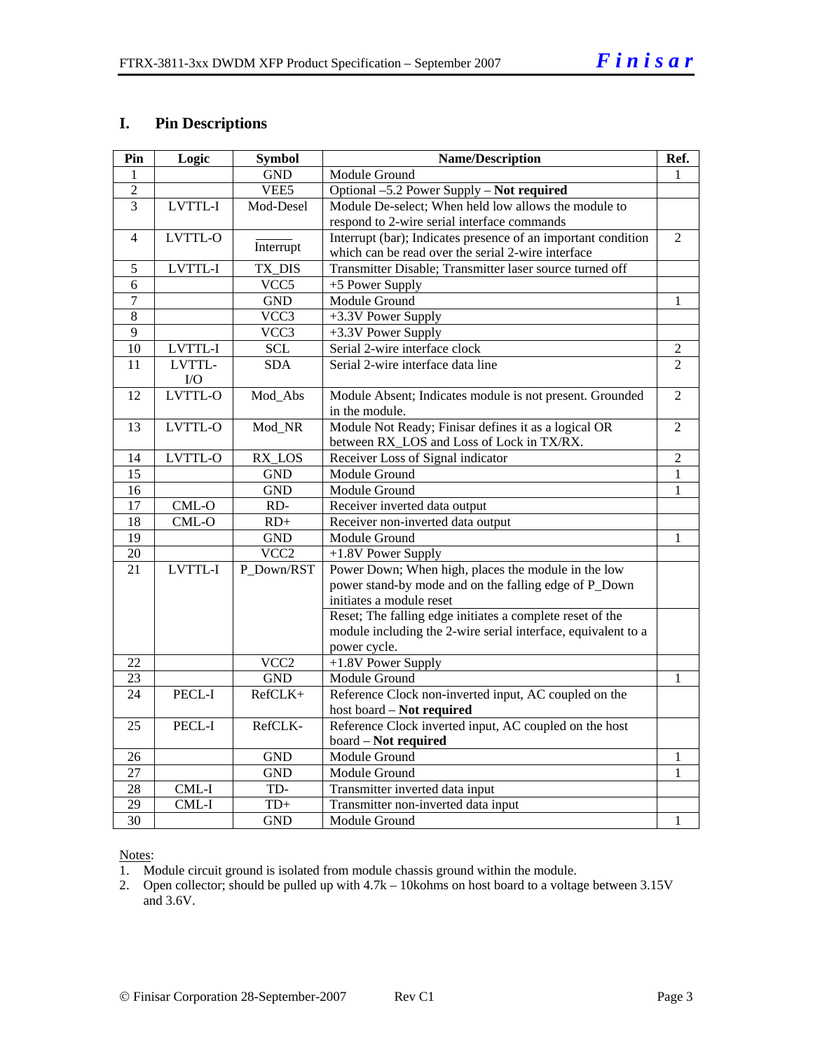## I. Pin Descriptions

| Pin | Logic | Symbol | Name/Description | Ref. |
|---|---|---|---|---|
| 1 | | GND | Module Ground | 1 |
| 2 | | VEE5 | Optional –5.2 Power Supply – **Not required** | |
| 3 | LVTTL-I | Mod-Desel | Module De-select; When held low allows the module to respond to 2-wire serial interface commands | |
| 4 | LVTTL-O | $\overline{\text{Interrupt}}$ | Interrupt (bar); Indicates presence of an important condition which can be read over the serial 2-wire interface | 2 |
| 5 | LVTTL-I | TX_DIS | Transmitter Disable; Transmitter laser source turned off | |
| 6 | | VCC5 | +5 Power Supply | |
| 7 | | GND | Module Ground | 1 |
| 8 | | VCC3 | +3.3V Power Supply | |
| 9 | | VCC3 | +3.3V Power Supply | |
| 10 | LVTTL-I | SCL | Serial 2-wire interface clock | 2 |
| 11 | LVTTL-I/O | SDA | Serial 2-wire interface data line | 2 |
| 12 | LVTTL-O | Mod_Abs | Module Absent; Indicates module is not present. Grounded in the module. | 2 |
| 13 | LVTTL-O | Mod_NR | Module Not Ready; Finisar defines it as a logical OR between RX_LOS and Loss of Lock in TX/RX. | 2 |
| 14 | LVTTL-O | RX_LOS | Receiver Loss of Signal indicator | 2 |
| 15 | | GND | Module Ground | 1 |
| 16 | | GND | Module Ground | 1 |
| 17 | CML-O | RD- | Receiver inverted data output | |
| 18 | CML-O | RD+ | Receiver non-inverted data output | |
| 19 | | GND | Module Ground | 1 |
| 20 | | VCC2 | +1.8V Power Supply | |
| 21 | LVTTL-I | P_Down/RST | Power Down; When high, places the module in the low power stand-by mode and on the falling edge of P_Down initiates a module reset | |
| | | | Reset; The falling edge initiates a complete reset of the module including the 2-wire serial interface, equivalent to a power cycle. | |
| 22 | | VCC2 | +1.8V Power Supply | |
| 23 | | GND | Module Ground | 1 |
| 24 | PECL-I | RefCLK+ | Reference Clock non-inverted input, AC coupled on the host board – **Not required** | |
| 25 | PECL-I | RefCLK- | Reference Clock inverted input, AC coupled on the host board – **Not required** | |
| 26 | | GND | Module Ground | 1 |
| 27 | | GND | Module Ground | 1 |
| 28 | CML-I | TD- | Transmitter inverted data input | |
| 29 | CML-I | TD+ | Transmitter non-inverted data input | |
| 30 | | GND | Module Ground | 1 |

Notes:

1. Module circuit ground is isolated from module chassis ground within the module.
2. Open collector; should be pulled up with 4.7k – 10kohms on host board to a voltage between 3.15V and 3.6V.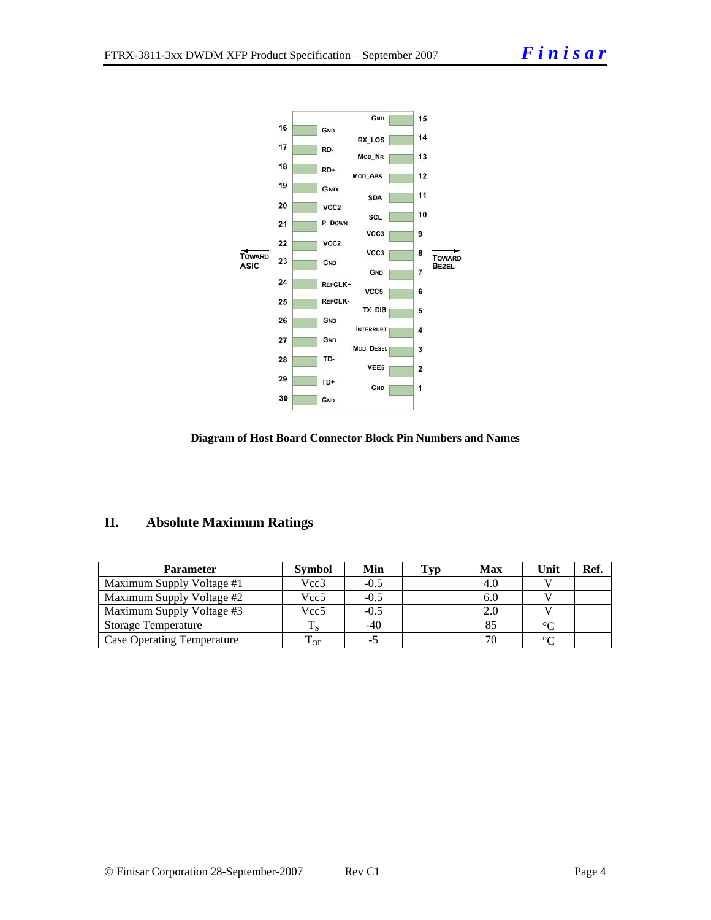| Pin | Name | Pin | Name |
|---|---|---|---|
| | | 15 | GND |
| 16 | GND | 14 | RX_LOS |
| 17 | RD- | 13 | MOD_NR |
| 18 | RD+ | 12 | MOD_ABS |
| 19 | GND | 11 | SDA |
| 20 | VCC2 | 10 | SCL |
| 21 | P_DOWN | 9 | VCC3 |
| 22 | VCC2 | 8 | VCC3 |
| 23 | GND | 7 | GND |
| 24 | REFCLK+ | 6 | VCC5 |
| 25 | REFCLK- | 5 | TX_DIS |
| 26 | GND | 4 | INTERRUPT |
| 27 | GND | 3 | MOD_DESEL |
| 28 | TD- | 2 | VEE5 |
| 29 | TD+ | 1 | GND |
| 30 | GND | | |

← TOWARD ASIC | TOWARD BEZEL →

**Diagram of Host Board Connector Block Pin Numbers and Names**

## II. Absolute Maximum Ratings

| Parameter | Symbol | Min | Typ | Max | Unit | Ref. |
|---|---|---|---|---|---|---|
| Maximum Supply Voltage #1 | Vcc3 | -0.5 | | 4.0 | V | |
| Maximum Supply Voltage #2 | Vcc5 | -0.5 | | 6.0 | V | |
| Maximum Supply Voltage #3 | Vcc5 | -0.5 | | 2.0 | V | |
| Storage Temperature | $T_S$ | -40 | | 85 | °C | |
| Case Operating Temperature | $T_{OP}$ | -5 | | 70 | °C | |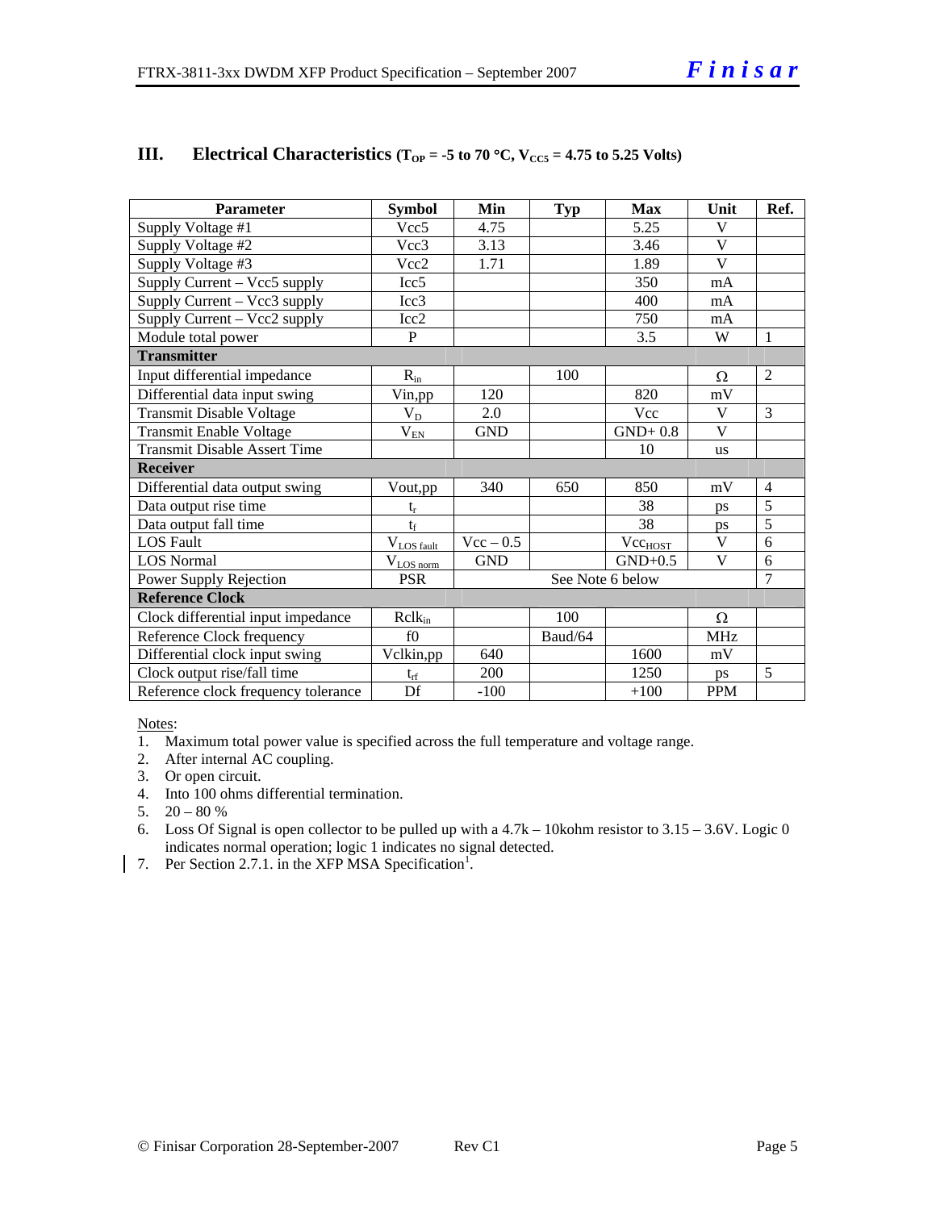## III. Electrical Characteristics ($T_{OP}$ = -5 to 70 °C, $V_{CC5}$ = 4.75 to 5.25 Volts)

| Parameter | Symbol | Min | Typ | Max | Unit | Ref. |
|---|---|---|---|---|---|---|
| Supply Voltage #1 | Vcc5 | 4.75 | | 5.25 | V | |
| Supply Voltage #2 | Vcc3 | 3.13 | | 3.46 | V | |
| Supply Voltage #3 | Vcc2 | 1.71 | | 1.89 | V | |
| Supply Current – Vcc5 supply | Icc5 | | | 350 | mA | |
| Supply Current – Vcc3 supply | Icc3 | | | 400 | mA | |
| Supply Current – Vcc2 supply | Icc2 | | | 750 | mA | |
| Module total power | P | | | 3.5 | W | 1 |
| **Transmitter** | | | | | | |
| Input differential impedance | $R_{in}$ | | 100 | | Ω | 2 |
| Differential data input swing | Vin,pp | 120 | | 820 | mV | |
| Transmit Disable Voltage | $V_D$ | 2.0 | | Vcc | V | 3 |
| Transmit Enable Voltage | $V_{EN}$ | GND | | GND+ 0.8 | V | |
| Transmit Disable Assert Time | | | | 10 | us | |
| **Receiver** | | | | | | |
| Differential data output swing | Vout,pp | 340 | 650 | 850 | mV | 4 |
| Data output rise time | $t_r$ | | | 38 | ps | 5 |
| Data output fall time | $t_f$ | | | 38 | ps | 5 |
| LOS Fault | $V_{LOS\ fault}$ | Vcc – 0.5 | | $Vcc_{HOST}$ | V | 6 |
| LOS Normal | $V_{LOS\ norm}$ | GND | | GND+0.5 | V | 6 |
| Power Supply Rejection | PSR | See Note 6 below | | | | 7 |
| **Reference Clock** | | | | | | |
| Clock differential input impedance | $Rclk_{in}$ | | 100 | | Ω | |
| Reference Clock frequency | f0 | | Baud/64 | | MHz | |
| Differential clock input swing | Vclkin,pp | 640 | | 1600 | mV | |
| Clock output rise/fall time | $t_{rf}$ | 200 | | 1250 | ps | 5 |
| Reference clock frequency tolerance | Df | -100 | | +100 | PPM | |

Notes:

1. Maximum total power value is specified across the full temperature and voltage range.
2. After internal AC coupling.
3. Or open circuit.
4. Into 100 ohms differential termination.
5. 20 – 80 %
6. Loss Of Signal is open collector to be pulled up with a 4.7k – 10kohm resistor to 3.15 – 3.6V. Logic 0 indicates normal operation; logic 1 indicates no signal detected.
7. Per Section 2.7.1. in the XFP MSA Specification[1].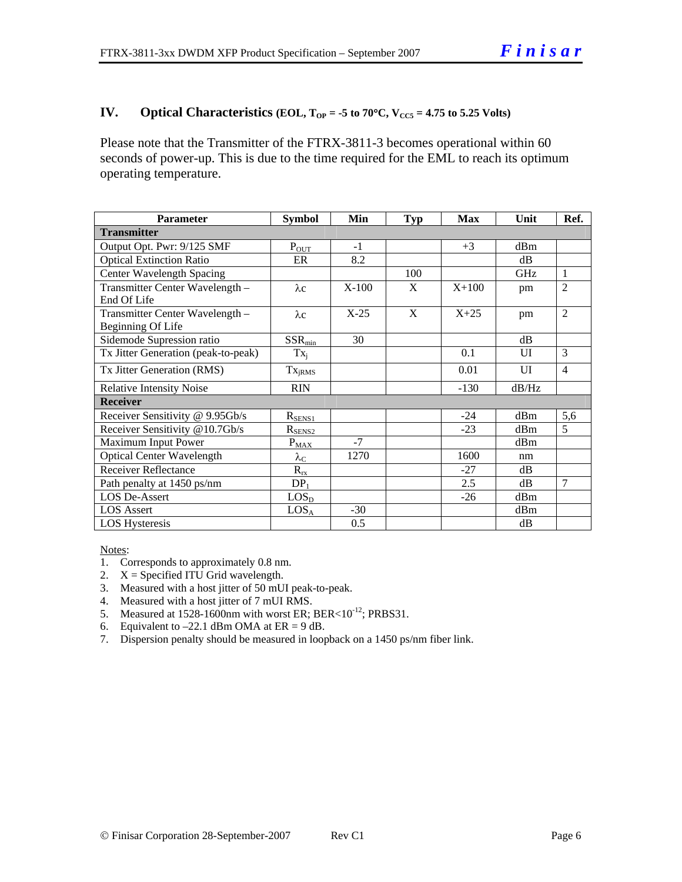## IV. Optical Characteristics (EOL, $T_{OP}$ = -5 to 70°C, $V_{CC5}$ = 4.75 to 5.25 Volts)

Please note that the Transmitter of the FTRX-3811-3 becomes operational within 60 seconds of power-up. This is due to the time required for the EML to reach its optimum operating temperature.

| Parameter | Symbol | Min | Typ | Max | Unit | Ref. |
|---|---|---|---|---|---|---|
| **Transmitter** | | | | | | |
| Output Opt. Pwr: 9/125 SMF | $P_{OUT}$ | -1 | | +3 | dBm | |
| Optical Extinction Ratio | ER | 8.2 | | | dB | |
| Center Wavelength Spacing | | | 100 | | GHz | 1 |
| Transmitter Center Wavelength – End Of Life | $\lambda c$ | X-100 | X | X+100 | pm | 2 |
| Transmitter Center Wavelength – Beginning Of Life | $\lambda c$ | X-25 | X | X+25 | pm | 2 |
| Sidemode Supression ratio | $SSR_{min}$ | 30 | | | dB | |
| Tx Jitter Generation (peak-to-peak) | $Tx_j$ | | | 0.1 | UI | 3 |
| Tx Jitter Generation (RMS) | $Tx_{jRMS}$ | | | 0.01 | UI | 4 |
| Relative Intensity Noise | RIN | | | -130 | dB/Hz | |
| **Receiver** | | | | | | |
| Receiver Sensitivity @ 9.95Gb/s | $R_{SENS1}$ | | | -24 | dBm | 5,6 |
| Receiver Sensitivity @10.7Gb/s | $R_{SENS2}$ | | | -23 | dBm | 5 |
| Maximum Input Power | $P_{MAX}$ | -7 | | | dBm | |
| Optical Center Wavelength | $\lambda_C$ | 1270 | | 1600 | nm | |
| Receiver Reflectance | $R_{rx}$ | | | -27 | dB | |
| Path penalty at 1450 ps/nm | $DP_1$ | | | 2.5 | dB | 7 |
| LOS De-Assert | $LOS_D$ | | | -26 | dBm | |
| LOS Assert | $LOS_A$ | -30 | | | dBm | |
| LOS Hysteresis | | 0.5 | | | dB | |

Notes:

1. Corresponds to approximately 0.8 nm.
2. X = Specified ITU Grid wavelength.
3. Measured with a host jitter of 50 mUI peak-to-peak.
4. Measured with a host jitter of 7 mUI RMS.
5. Measured at 1528-1600nm with worst ER; BER<$10^{-12}$; PRBS31.
6. Equivalent to –22.1 dBm OMA at ER = 9 dB.
7. Dispersion penalty should be measured in loopback on a 1450 ps/nm fiber link.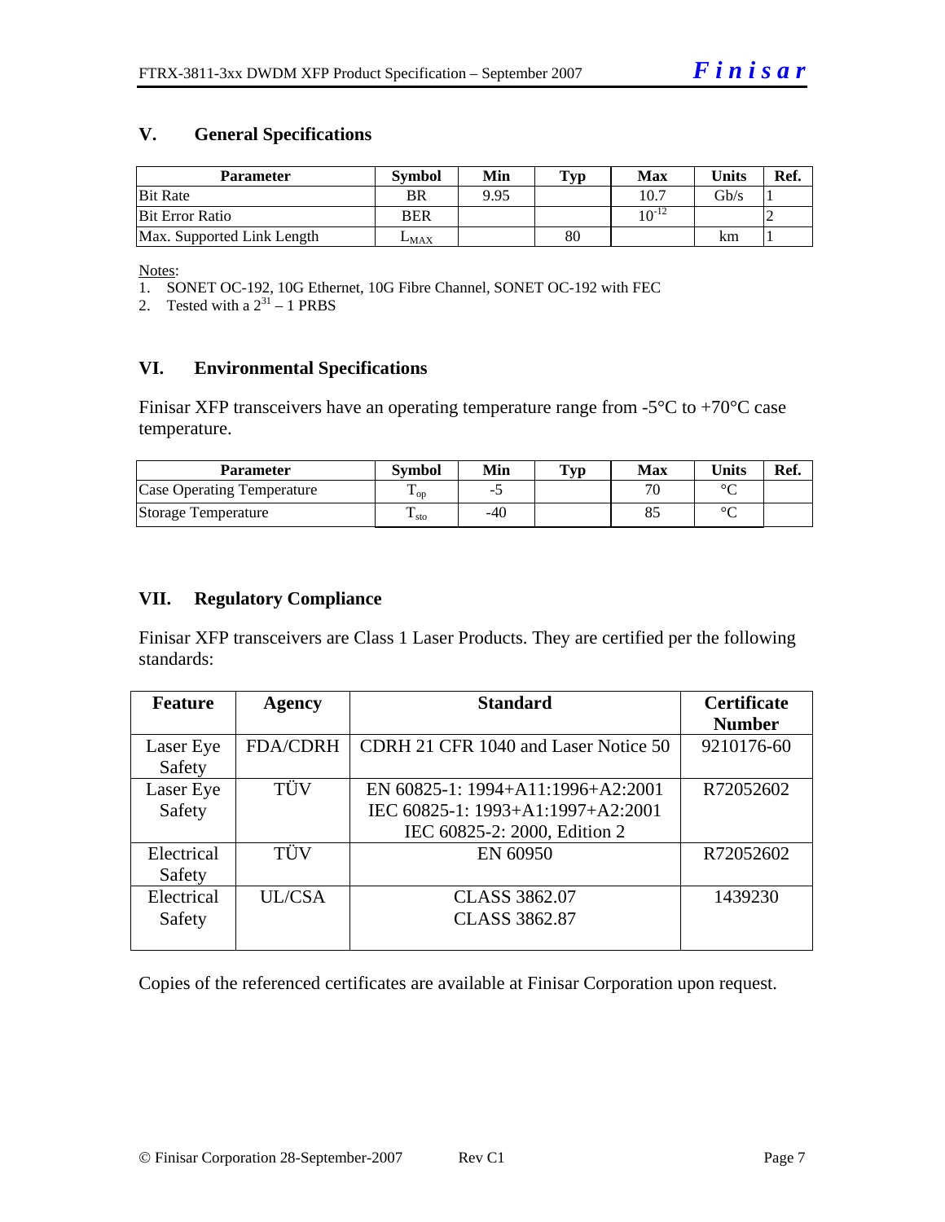## V. General Specifications

| Parameter | Symbol | Min | Typ | Max | Units | Ref. |
|---|---|---|---|---|---|---|
| Bit Rate | BR | 9.95 | | 10.7 | Gb/s | 1 |
| Bit Error Ratio | BER | | | $10^{-12}$ | | 2 |
| Max. Supported Link Length | $L_{MAX}$ | | 80 | | km | 1 |

Notes:
1. SONET OC-192, 10G Ethernet, 10G Fibre Channel, SONET OC-192 with FEC
2. Tested with a $2^{31} - 1$ PRBS

## VI. Environmental Specifications

Finisar XFP transceivers have an operating temperature range from -5°C to +70°C case temperature.

| Parameter | Symbol | Min | Typ | Max | Units | Ref. |
|---|---|---|---|---|---|---|
| Case Operating Temperature | $T_{op}$ | -5 | | 70 | °C | |
| Storage Temperature | $T_{sto}$ | -40 | | 85 | °C | |

## VII. Regulatory Compliance

Finisar XFP transceivers are Class 1 Laser Products. They are certified per the following standards:

| Feature | Agency | Standard | Certificate Number |
|---|---|---|---|
| Laser Eye Safety | FDA/CDRH | CDRH 21 CFR 1040 and Laser Notice 50 | 9210176-60 |
| Laser Eye Safety | TÜV | EN 60825-1: 1994+A11:1996+A2:2001<br>IEC 60825-1: 1993+A1:1997+A2:2001<br>IEC 60825-2: 2000, Edition 2 | R72052602 |
| Electrical Safety | TÜV | EN 60950 | R72052602 |
| Electrical Safety | UL/CSA | CLASS 3862.07<br>CLASS 3862.87 | 1439230 |

Copies of the referenced certificates are available at Finisar Corporation upon request.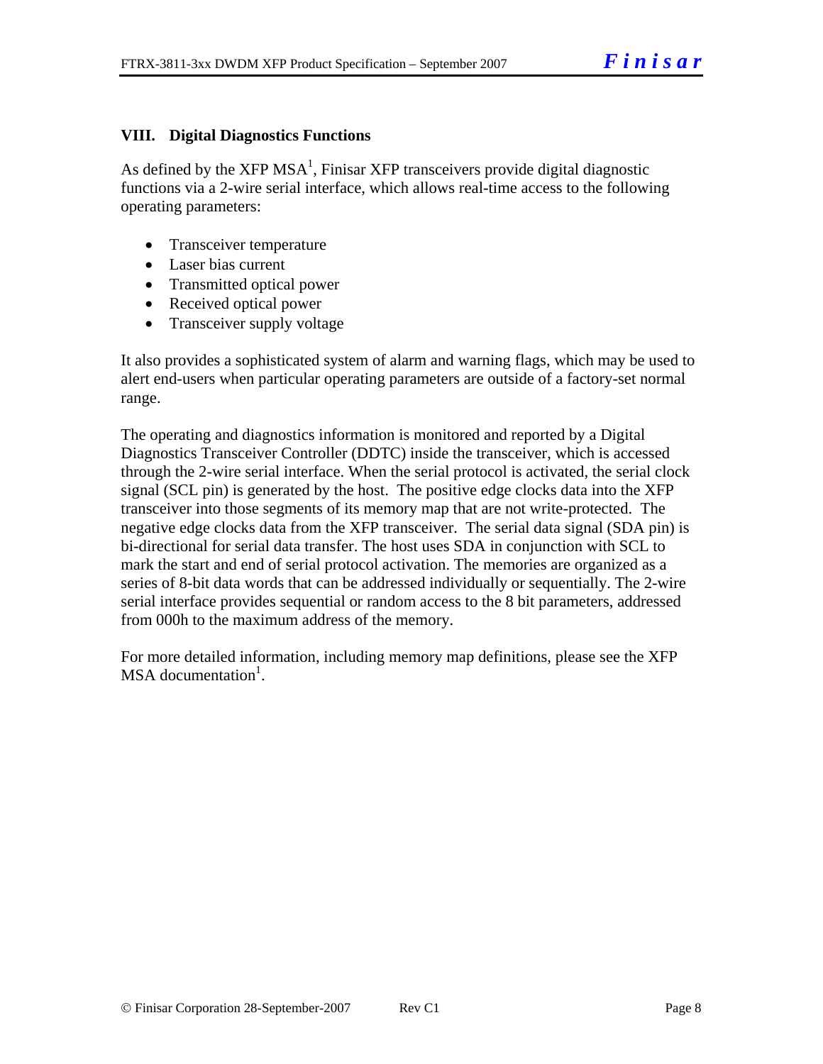## VIII. Digital Diagnostics Functions

As defined by the XFP MSA[1], Finisar XFP transceivers provide digital diagnostic functions via a 2-wire serial interface, which allows real-time access to the following operating parameters:

- Transceiver temperature
- Laser bias current
- Transmitted optical power
- Received optical power
- Transceiver supply voltage

It also provides a sophisticated system of alarm and warning flags, which may be used to alert end-users when particular operating parameters are outside of a factory-set normal range.

The operating and diagnostics information is monitored and reported by a Digital Diagnostics Transceiver Controller (DDTC) inside the transceiver, which is accessed through the 2-wire serial interface. When the serial protocol is activated, the serial clock signal (SCL pin) is generated by the host. The positive edge clocks data into the XFP transceiver into those segments of its memory map that are not write-protected. The negative edge clocks data from the XFP transceiver. The serial data signal (SDA pin) is bi-directional for serial data transfer. The host uses SDA in conjunction with SCL to mark the start and end of serial protocol activation. The memories are organized as a series of 8-bit data words that can be addressed individually or sequentially. The 2-wire serial interface provides sequential or random access to the 8 bit parameters, addressed from 000h to the maximum address of the memory.

For more detailed information, including memory map definitions, please see the XFP MSA documentation[1].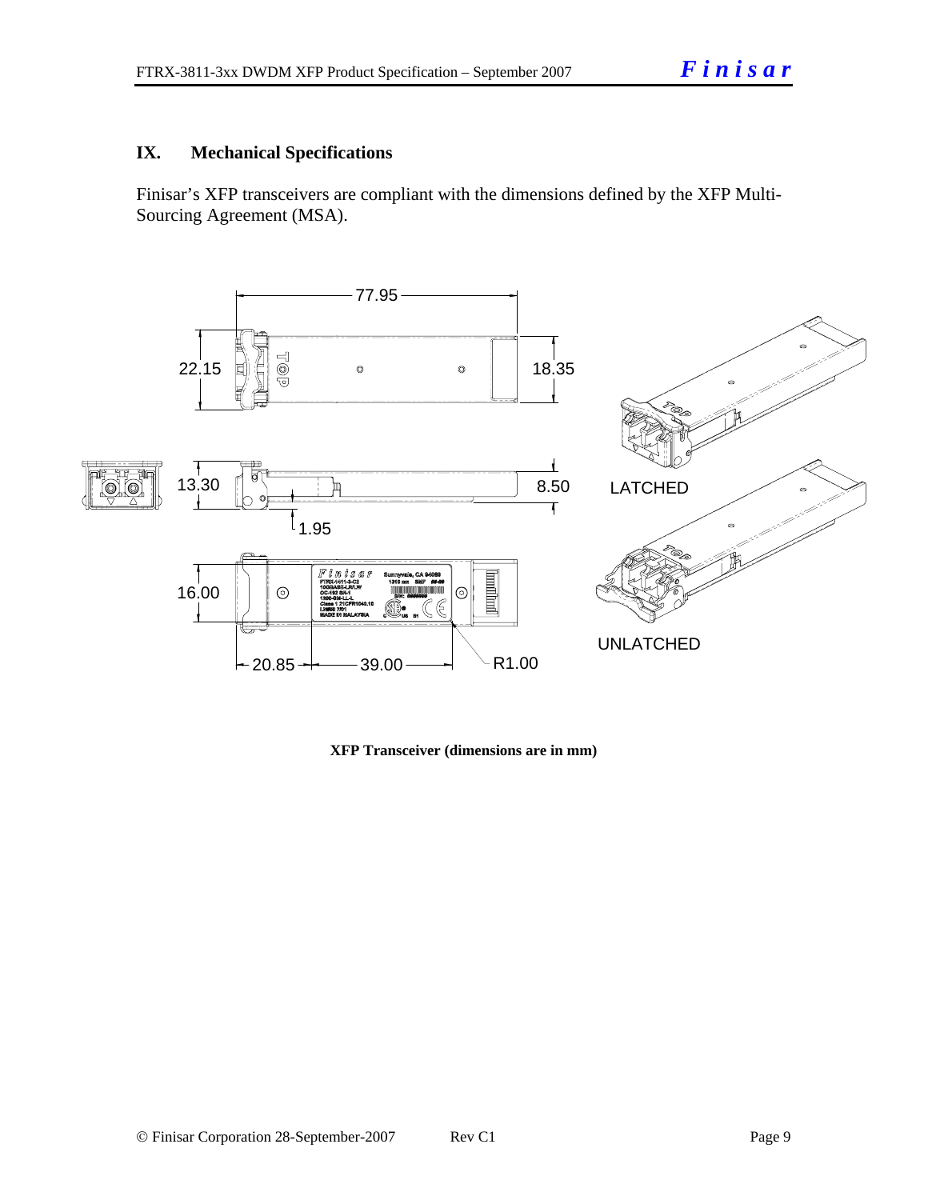## IX. Mechanical Specifications

Finisar's XFP transceivers are compliant with the dimensions defined by the XFP Multi-Sourcing Agreement (MSA).

**XFP Transceiver (dimensions are in mm)**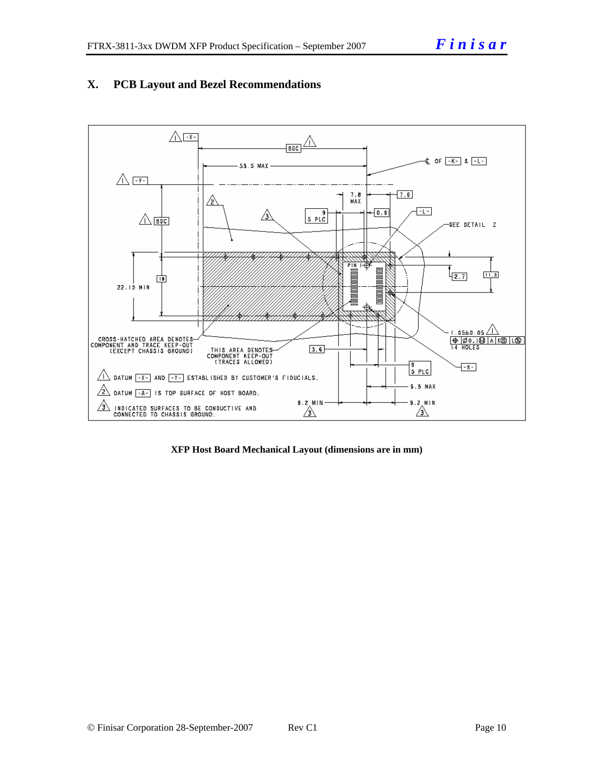## X. PCB Layout and Bezel Recommendations

XFP Host Board Mechanical Layout (dimensions are in mm)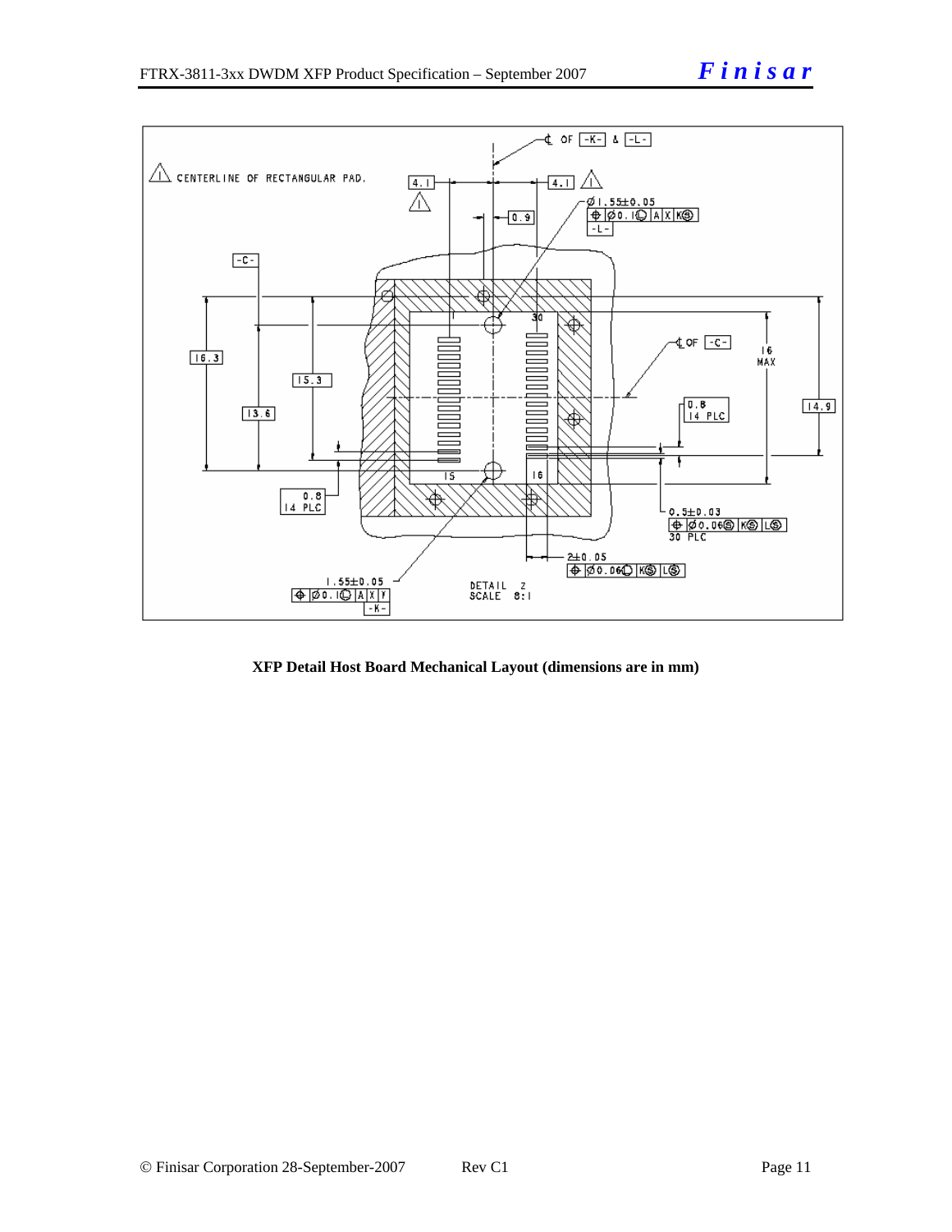XFP Detail Host Board Mechanical Layout (dimensions are in mm)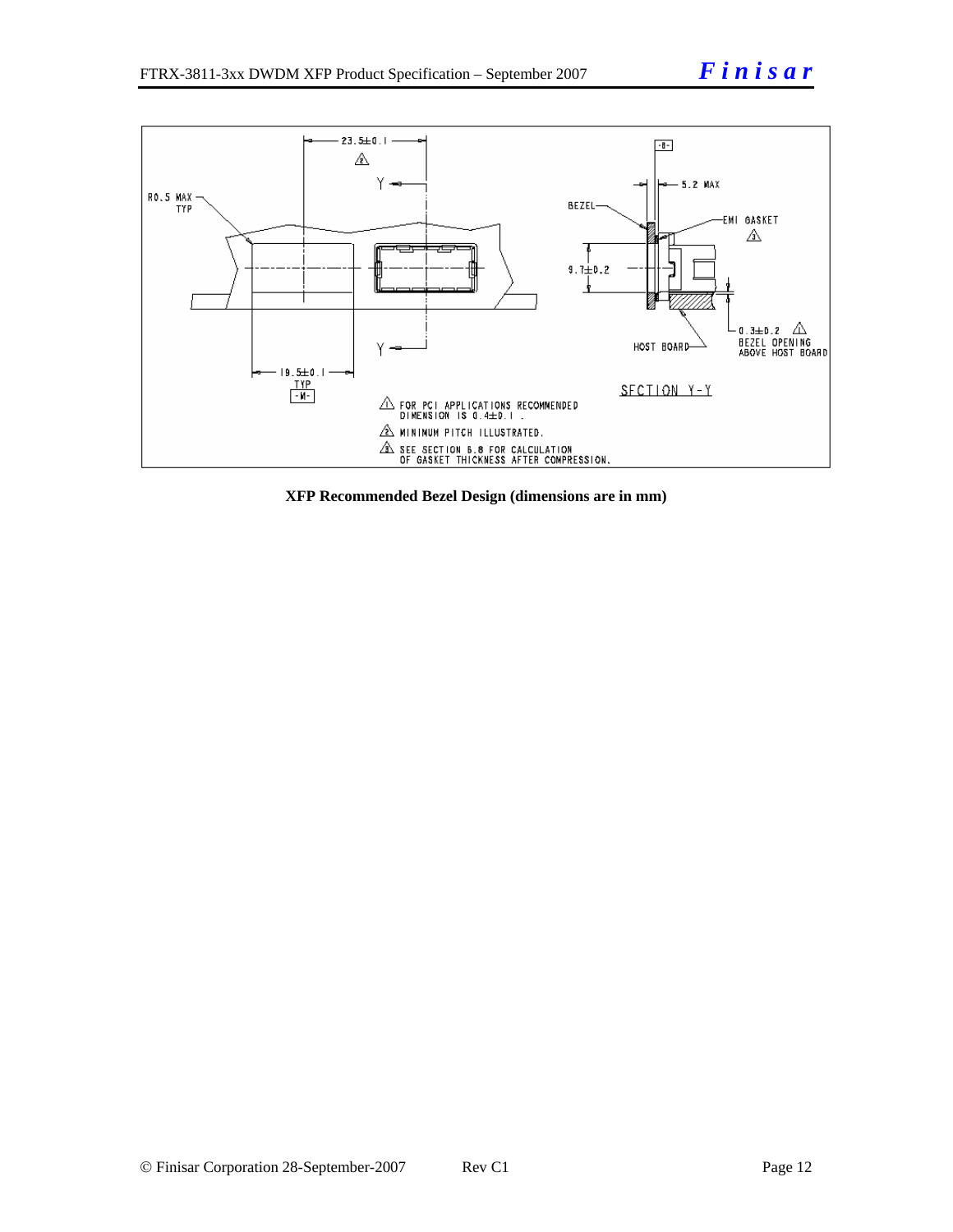**XFP Recommended Bezel Design (dimensions are in mm)**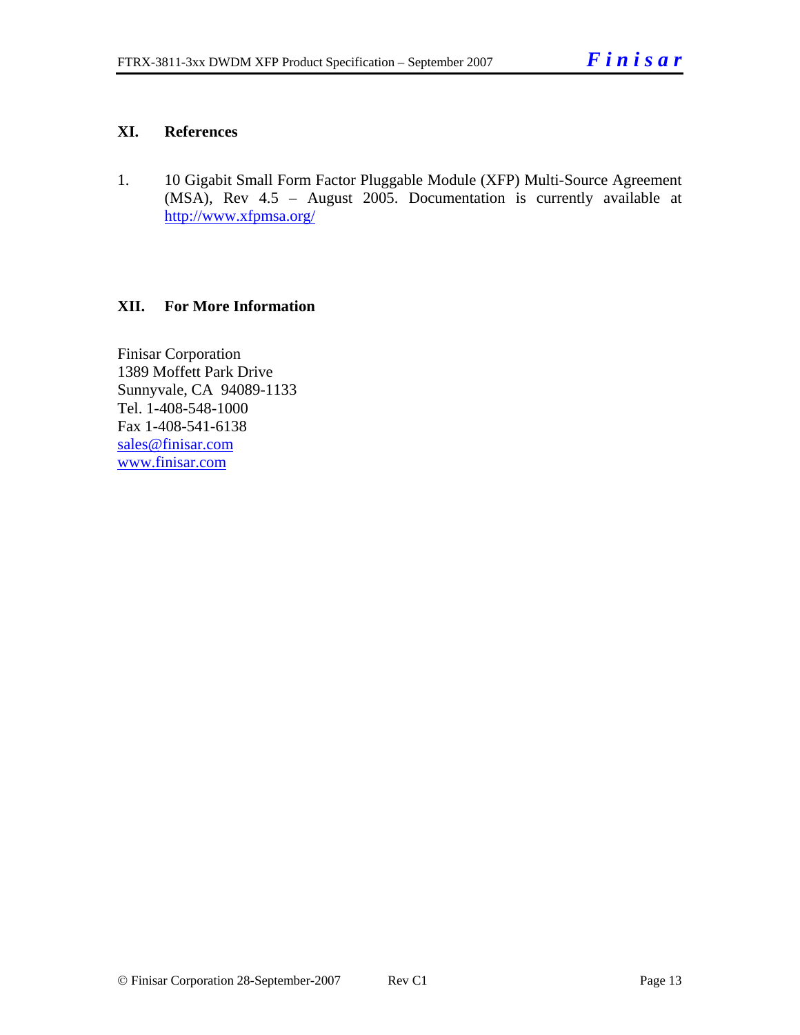## XI. References

1. 10 Gigabit Small Form Factor Pluggable Module (XFP) Multi-Source Agreement (MSA), Rev 4.5 – August 2005. Documentation is currently available at http://www.xfpmsa.org/

## XII. For More Information

Finisar Corporation
1389 Moffett Park Drive
Sunnyvale, CA 94089-1133
Tel. 1-408-548-1000
Fax 1-408-541-6138
sales@finisar.com
www.finisar.com